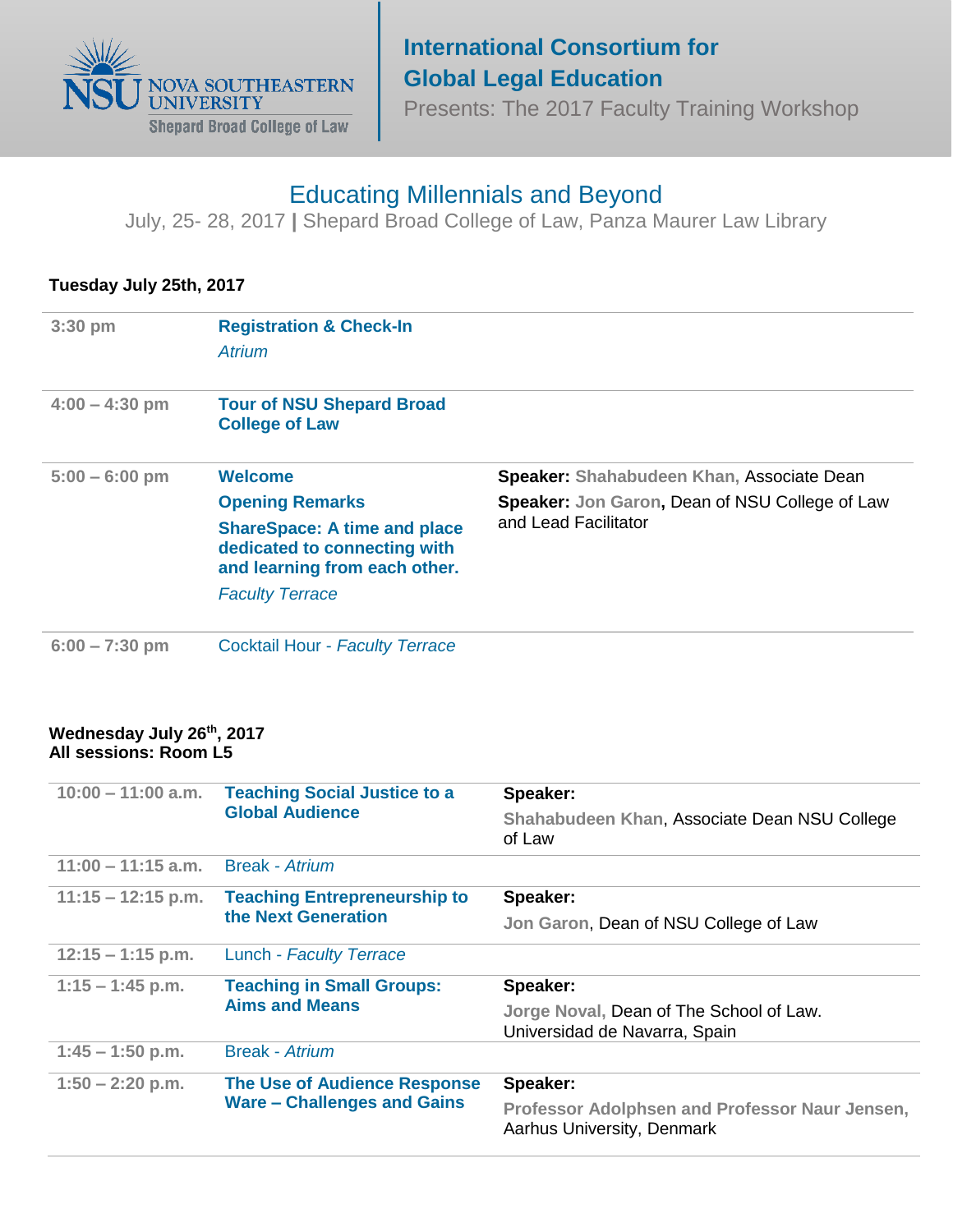NOVA SOUTHEASTERN UNIVERSITY
Shepard Broad College of Law

## International Consortium for Global Legal Education

Presents: The 2017 Faculty Training Workshop

# Educating Millennials and Beyond

July, 25- 28, 2017 | Shepard Broad College of Law, Panza Maurer Law Library

**Tuesday July 25th, 2017**

| Time | Session | Speaker |
|---|---|---|
| 3:30 pm | **Registration & Check-In**<br>*Atrium* | |
| 4:00 – 4:30 pm | **Tour of NSU Shepard Broad College of Law** | |
| 5:00 – 6:00 pm | **Welcome**<br>**Opening Remarks**<br>**ShareSpace: A time and place dedicated to connecting with and learning from each other.**<br>*Faculty Terrace* | **Speaker:** Shahabudeen Khan, Associate Dean<br>**Speaker:** Jon Garon**,** Dean of NSU College of Law and Lead Facilitator |
| 6:00 – 7:30 pm | Cocktail Hour - *Faculty Terrace* | |

**Wednesday July 26th, 2017**
**All sessions: Room L5**

| Time | Session | Speaker |
|---|---|---|
| 10:00 – 11:00 a.m. | **Teaching Social Justice to a Global Audience** | **Speaker:**<br>Shahabudeen Khan, Associate Dean NSU College of Law |
| 11:00 – 11:15 a.m. | Break - *Atrium* | |
| 11:15 – 12:15 p.m. | **Teaching Entrepreneurship to the Next Generation** | **Speaker:**<br>Jon Garon, Dean of NSU College of Law |
| 12:15 – 1:15 p.m. | Lunch - *Faculty Terrace* | |
| 1:15 – 1:45 p.m. | **Teaching in Small Groups: Aims and Means** | **Speaker:**<br>Jorge Noval, Dean of The School of Law. Universidad de Navarra, Spain |
| 1:45 – 1:50 p.m. | Break - *Atrium* | |
| 1:50 – 2:20 p.m. | **The Use of Audience Response Ware – Challenges and Gains** | **Speaker:**<br>**Professor Adolphsen and Professor Naur Jensen,** Aarhus University, Denmark |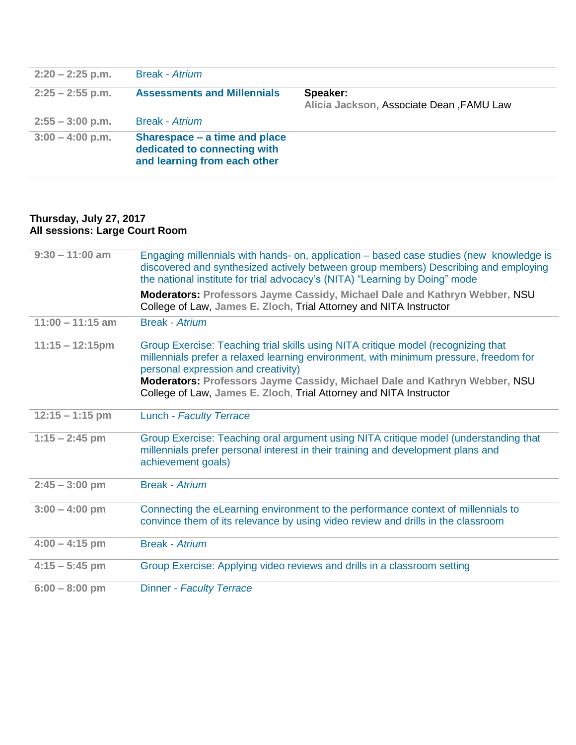| | | |
|---|---|---|
| **2:20 – 2:25 p.m.** | Break - *Atrium* | |
| **2:25 – 2:55 p.m.** | **Assessments and Millennials** | **Speaker:** **Alicia Jackson,** Associate Dean ,FAMU Law |
| **2:55 – 3:00 p.m.** | Break - *Atrium* | |
| **3:00 – 4:00 p.m.** | **Sharespace – a time and place dedicated to connecting with and learning from each other** | |

**Thursday, July 27, 2017**
**All sessions: Large Court Room**

| | |
|---|---|
| **9:30 – 11:00 am** | Engaging millennials with hands- on, application – based case studies (new knowledge is discovered and synthesized actively between group members) Describing and employing the national institute for trial advocacy's (NITA) "Learning by Doing" mode<br><br>**Moderators:** **Professors Jayme Cassidy, Michael Dale and Kathryn Webber,** NSU College of Law, **James E. Zloch,** Trial Attorney and NITA Instructor |
| **11:00 – 11:15 am** | Break - *Atrium* |
| **11:15 – 12:15pm** | Group Exercise: Teaching trial skills using NITA critique model (recognizing that millennials prefer a relaxed learning environment, with minimum pressure, freedom for personal expression and creativity)<br>**Moderators:** **Professors Jayme Cassidy, Michael Dale and Kathryn Webber,** NSU College of Law, **James E. Zloch,** Trial Attorney and NITA Instructor |
| **12:15 – 1:15 pm** | Lunch - *Faculty Terrace* |
| **1:15 – 2:45 pm** | Group Exercise: Teaching oral argument using NITA critique model (understanding that millennials prefer personal interest in their training and development plans and achievement goals) |
| **2:45 – 3:00 pm** | Break - *Atrium* |
| **3:00 – 4:00 pm** | Connecting the eLearning environment to the performance context of millennials to convince them of its relevance by using video review and drills in the classroom |
| **4:00 – 4:15 pm** | Break - *Atrium* |
| **4:15 – 5:45 pm** | Group Exercise: Applying video reviews and drills in a classroom setting |
| **6:00 – 8:00 pm** | Dinner - *Faculty Terrace* |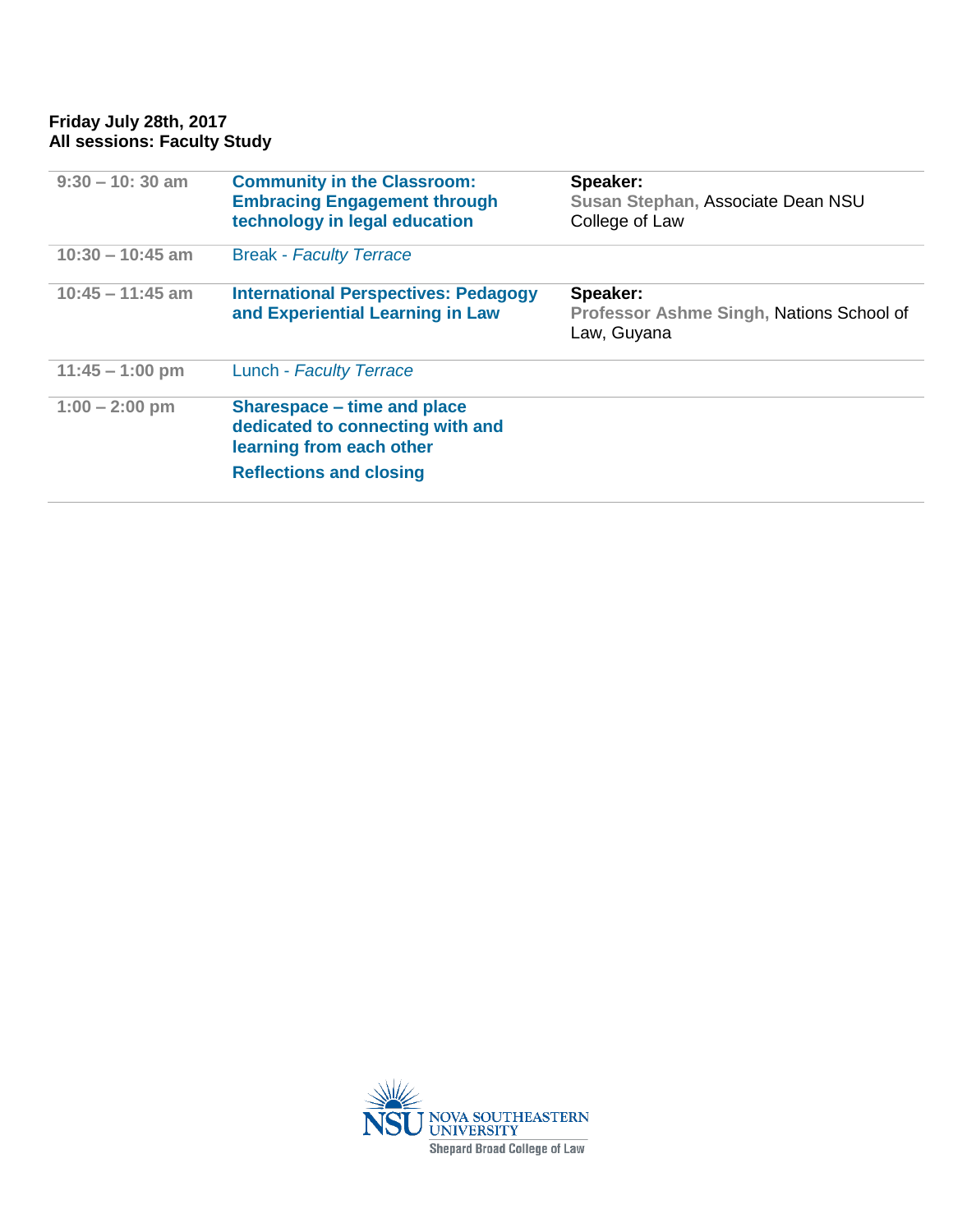**Friday July 28th, 2017**
**All sessions: Faculty Study**

| | | |
|---|---|---|
| **9:30 – 10: 30 am** | **Community in the Classroom: Embracing Engagement through technology in legal education** | **Speaker:** **Susan Stephan,** Associate Dean NSU College of Law |
| **10:30 – 10:45 am** | Break - *Faculty Terrace* | |
| **10:45 – 11:45 am** | **International Perspectives: Pedagogy and Experiential Learning in Law** | **Speaker:** **Professor Ashme Singh,** Nations School of Law, Guyana |
| **11:45 – 1:00 pm** | Lunch - *Faculty Terrace* | |
| **1:00 – 2:00 pm** | **Sharespace – time and place dedicated to connecting with and learning from each other** **Reflections and closing** | |

NSU NOVA SOUTHEASTERN UNIVERSITY
Shepard Broad College of Law